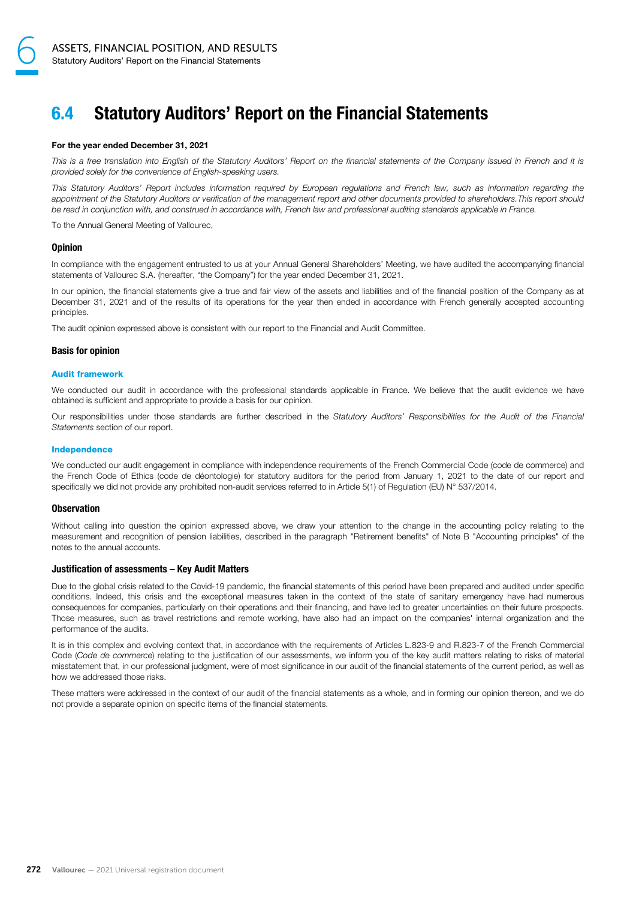## 6.4 Statutory Auditors' Report on the Financial Statements

**For the year ended December 31, 2021**

*This is a free translation into English of the Statutory Auditors' Report on the financial statements of the Company issued in French and it is provided solely for the convenience of English-speaking users.*

*This Statutory Auditors' Report includes information required by European regulations and French law, such as information regarding the appointment of the Statutory Auditors or verification of the management report and other documents provided to shareholders.This report should be read in conjunction with, and construed in accordance with, French law and professional auditing standards applicable in France.*

To the Annual General Meeting of Vallourec,

### Opinion

In compliance with the engagement entrusted to us at your Annual General Shareholders' Meeting, we have audited the accompanying financial statements of Vallourec S.A. (hereafter, "the Company") for the year ended December 31, 2021.

In our opinion, the financial statements give a true and fair view of the assets and liabilities and of the financial position of the Company as at December 31, 2021 and of the results of its operations for the year then ended in accordance with French generally accepted accounting principles.

The audit opinion expressed above is consistent with our report to the Financial and Audit Committee.

### Basis for opinion

#### Audit framework

We conducted our audit in accordance with the professional standards applicable in France. We believe that the audit evidence we have obtained is sufficient and appropriate to provide a basis for our opinion.

Our responsibilities under those standards are further described in the *Statutory Auditors' Responsibilities for the Audit of the Financial Statements* section of our report.

#### Independence

We conducted our audit engagement in compliance with independence requirements of the French Commercial Code (code de commerce) and the French Code of Ethics (code de déontologie) for statutory auditors for the period from January 1, 2021 to the date of our report and specifically we did not provide any prohibited non-audit services referred to in Article 5(1) of Regulation (EU) N° 537/2014.

### Observation

Without calling into question the opinion expressed above, we draw your attention to the change in the accounting policy relating to the measurement and recognition of pension liabilities, described in the paragraph "Retirement benefits" of Note B "Accounting principles" of the notes to the annual accounts.

### Justification of assessments – Key Audit Matters

Due to the global crisis related to the Covid-19 pandemic, the financial statements of this period have been prepared and audited under specific conditions. Indeed, this crisis and the exceptional measures taken in the context of the state of sanitary emergency have had numerous consequences for companies, particularly on their operations and their financing, and have led to greater uncertainties on their future prospects. Those measures, such as travel restrictions and remote working, have also had an impact on the companies' internal organization and the performance of the audits.

It is in this complex and evolving context that, in accordance with the requirements of Articles L.823-9 and R.823-7 of the French Commercial Code (*Code de commerce*) relating to the justification of our assessments, we inform you of the key audit matters relating to risks of material misstatement that, in our professional judgment, were of most significance in our audit of the financial statements of the current period, as well as how we addressed those risks.

These matters were addressed in the context of our audit of the financial statements as a whole, and in forming our opinion thereon, and we do not provide a separate opinion on specific items of the financial statements.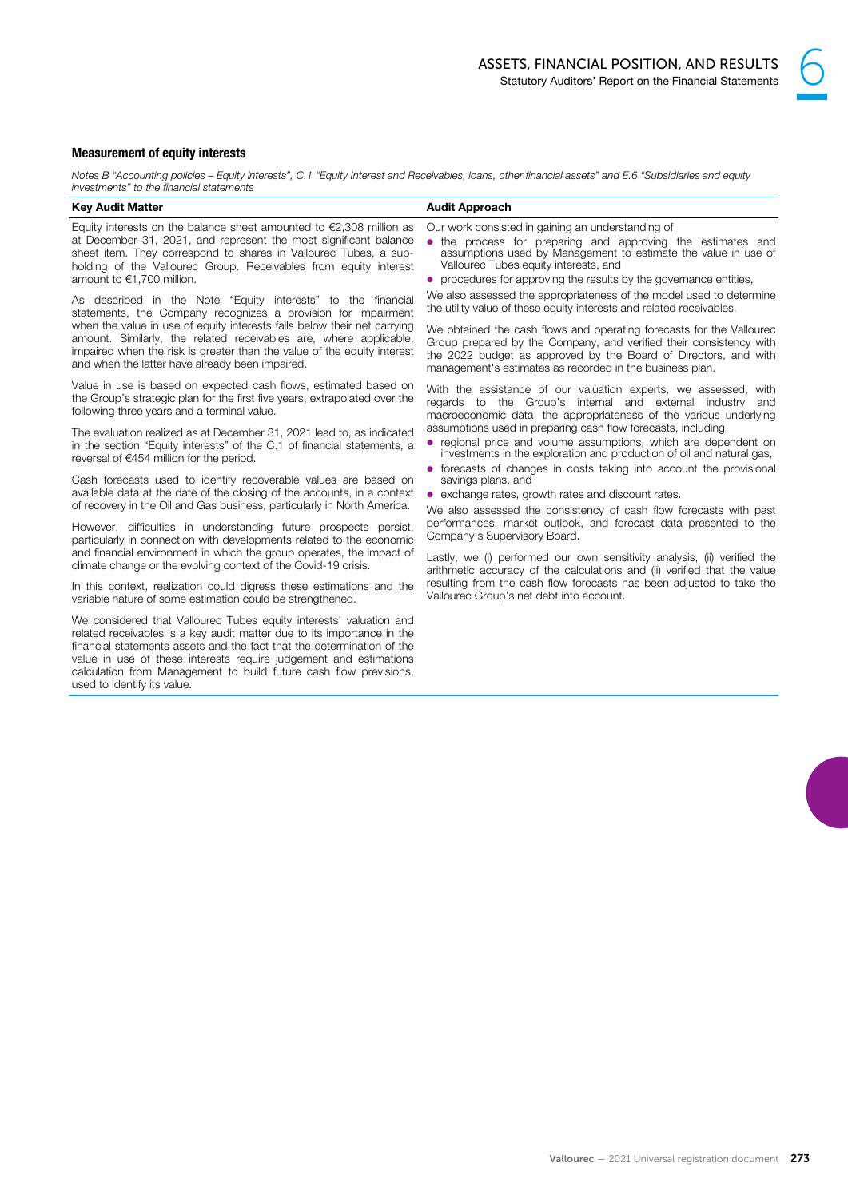### Measurement of equity interests

*Notes B "Accounting policies – Equity interests", C.1 "Equity Interest and Receivables, loans, other financial assets" and E.6 "Subsidiaries and equity investments" to the financial statements*

| Key Audit Matter | Audit Approach |
| --- | --- |
| Equity interests on the balance sheet amounted to €2,308 million as at December 31, 2021, and represent the most significant balance sheet item. They correspond to shares in Vallourec Tubes, a sub-holding of the Vallourec Group. Receivables from equity interest amount to €1,700 million.<br><br>As described in the Note "Equity interests" to the financial statements, the Company recognizes a provision for impairment when the value in use of equity interests falls below their net carrying amount. Similarly, the related receivables are, where applicable, impaired when the risk is greater than the value of the equity interest and when the latter have already been impaired.<br><br>Value in use is based on expected cash flows, estimated based on the Group's strategic plan for the first five years, extrapolated over the following three years and a terminal value.<br><br>The evaluation realized as at December 31, 2021 lead to, as indicated in the section "Equity interests" of the C.1 of financial statements, a reversal of €454 million for the period.<br><br>Cash forecasts used to identify recoverable values are based on available data at the date of the closing of the accounts, in a context of recovery in the Oil and Gas business, particularly in North America.<br><br>However, difficulties in understanding future prospects persist, particularly in connection with developments related to the economic and financial environment in which the group operates, the impact of climate change or the evolving context of the Covid-19 crisis.<br><br>In this context, realization could digress these estimations and the variable nature of some estimation could be strengthened.<br><br>We considered that Vallourec Tubes equity interests' valuation and related receivables is a key audit matter due to its importance in the financial statements assets and the fact that the determination of the value in use of these interests require judgement and estimations calculation from Management to build future cash flow previsions, used to identify its value. | Our work consisted in gaining an understanding of<br>• the process for preparing and approving the estimates and assumptions used by Management to estimate the value in use of Vallourec Tubes equity interests, and<br>• procedures for approving the results by the governance entities,<br><br>We also assessed the appropriateness of the model used to determine the utility value of these equity interests and related receivables.<br><br>We obtained the cash flows and operating forecasts for the Vallourec Group prepared by the Company, and verified their consistency with the 2022 budget as approved by the Board of Directors, and with management's estimates as recorded in the business plan.<br><br>With the assistance of our valuation experts, we assessed, with regards to the Group's internal and external industry and macroeconomic data, the appropriateness of the various underlying assumptions used in preparing cash flow forecasts, including<br>• regional price and volume assumptions, which are dependent on investments in the exploration and production of oil and natural gas,<br>• forecasts of changes in costs taking into account the provisional savings plans, and<br>• exchange rates, growth rates and discount rates.<br><br>We also assessed the consistency of cash flow forecasts with past performances, market outlook, and forecast data presented to the Company's Supervisory Board.<br><br>Lastly, we (i) performed our own sensitivity analysis, (ii) verified the arithmetic accuracy of the calculations and (ii) verified that the value resulting from the cash flow forecasts has been adjusted to take the Vallourec Group's net debt into account. |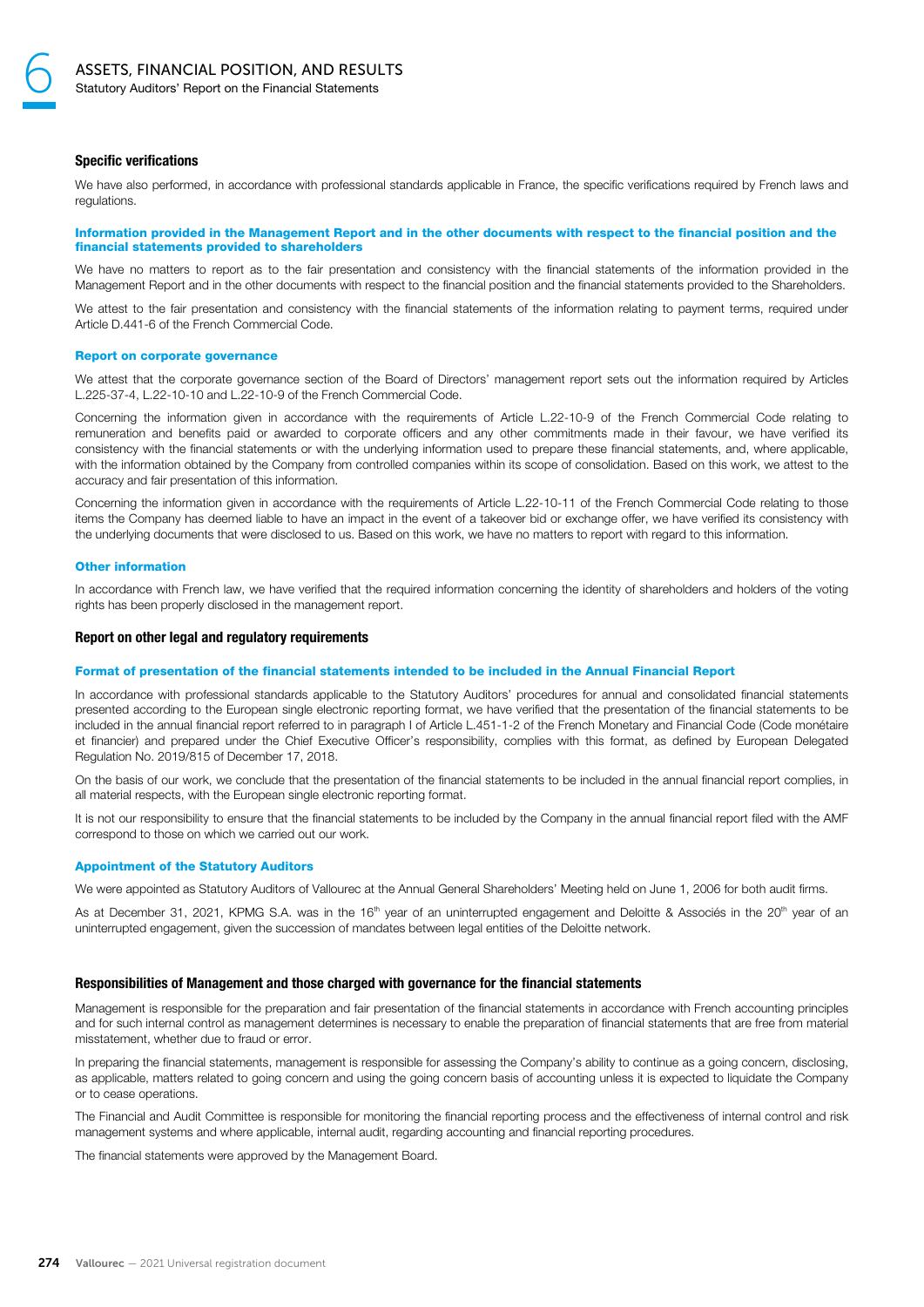### Specific verifications

We have also performed, in accordance with professional standards applicable in France, the specific verifications required by French laws and regulations.

#### Information provided in the Management Report and in the other documents with respect to the financial position and the financial statements provided to shareholders

We have no matters to report as to the fair presentation and consistency with the financial statements of the information provided in the Management Report and in the other documents with respect to the financial position and the financial statements provided to the Shareholders.

We attest to the fair presentation and consistency with the financial statements of the information relating to payment terms, required under Article D.441-6 of the French Commercial Code.

#### Report on corporate governance

We attest that the corporate governance section of the Board of Directors' management report sets out the information required by Articles L.225-37-4, L.22-10-10 and L.22-10-9 of the French Commercial Code.

Concerning the information given in accordance with the requirements of Article L.22-10-9 of the French Commercial Code relating to remuneration and benefits paid or awarded to corporate officers and any other commitments made in their favour, we have verified its consistency with the financial statements or with the underlying information used to prepare these financial statements, and, where applicable, with the information obtained by the Company from controlled companies within its scope of consolidation. Based on this work, we attest to the accuracy and fair presentation of this information.

Concerning the information given in accordance with the requirements of Article L.22-10-11 of the French Commercial Code relating to those items the Company has deemed liable to have an impact in the event of a takeover bid or exchange offer, we have verified its consistency with the underlying documents that were disclosed to us. Based on this work, we have no matters to report with regard to this information.

#### Other information

In accordance with French law, we have verified that the required information concerning the identity of shareholders and holders of the voting rights has been properly disclosed in the management report.

### Report on other legal and regulatory requirements

#### Format of presentation of the financial statements intended to be included in the Annual Financial Report

In accordance with professional standards applicable to the Statutory Auditors' procedures for annual and consolidated financial statements presented according to the European single electronic reporting format, we have verified that the presentation of the financial statements to be included in the annual financial report referred to in paragraph I of Article L.451-1-2 of the French Monetary and Financial Code (Code monétaire et financier) and prepared under the Chief Executive Officer's responsibility, complies with this format, as defined by European Delegated Regulation No. 2019/815 of December 17, 2018.

On the basis of our work, we conclude that the presentation of the financial statements to be included in the annual financial report complies, in all material respects, with the European single electronic reporting format.

It is not our responsibility to ensure that the financial statements to be included by the Company in the annual financial report filed with the AMF correspond to those on which we carried out our work.

#### Appointment of the Statutory Auditors

We were appointed as Statutory Auditors of Vallourec at the Annual General Shareholders' Meeting held on June 1, 2006 for both audit firms.

As at December 31, 2021, KPMG S.A. was in the 16th year of an uninterrupted engagement and Deloitte & Associés in the 20th year of an uninterrupted engagement, given the succession of mandates between legal entities of the Deloitte network.

### Responsibilities of Management and those charged with governance for the financial statements

Management is responsible for the preparation and fair presentation of the financial statements in accordance with French accounting principles and for such internal control as management determines is necessary to enable the preparation of financial statements that are free from material misstatement, whether due to fraud or error.

In preparing the financial statements, management is responsible for assessing the Company's ability to continue as a going concern, disclosing, as applicable, matters related to going concern and using the going concern basis of accounting unless it is expected to liquidate the Company or to cease operations.

The Financial and Audit Committee is responsible for monitoring the financial reporting process and the effectiveness of internal control and risk management systems and where applicable, internal audit, regarding accounting and financial reporting procedures.

The financial statements were approved by the Management Board.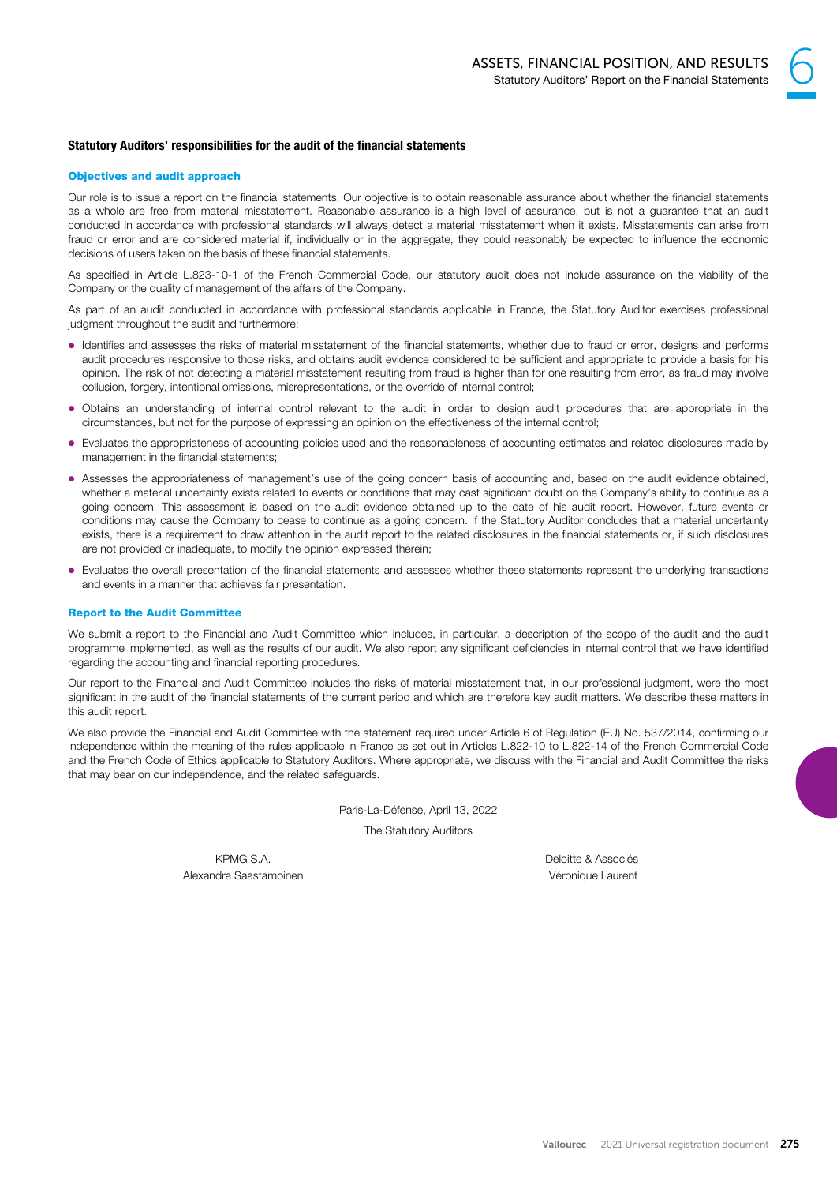### Statutory Auditors' responsibilities for the audit of the financial statements

#### Objectives and audit approach

Our role is to issue a report on the financial statements. Our objective is to obtain reasonable assurance about whether the financial statements as a whole are free from material misstatement. Reasonable assurance is a high level of assurance, but is not a guarantee that an audit conducted in accordance with professional standards will always detect a material misstatement when it exists. Misstatements can arise from fraud or error and are considered material if, individually or in the aggregate, they could reasonably be expected to influence the economic decisions of users taken on the basis of these financial statements.

As specified in Article L.823-10-1 of the French Commercial Code, our statutory audit does not include assurance on the viability of the Company or the quality of management of the affairs of the Company.

As part of an audit conducted in accordance with professional standards applicable in France, the Statutory Auditor exercises professional judgment throughout the audit and furthermore:

- Identifies and assesses the risks of material misstatement of the financial statements, whether due to fraud or error, designs and performs audit procedures responsive to those risks, and obtains audit evidence considered to be sufficient and appropriate to provide a basis for his opinion. The risk of not detecting a material misstatement resulting from fraud is higher than for one resulting from error, as fraud may involve collusion, forgery, intentional omissions, misrepresentations, or the override of internal control;
- Obtains an understanding of internal control relevant to the audit in order to design audit procedures that are appropriate in the circumstances, but not for the purpose of expressing an opinion on the effectiveness of the internal control;
- Evaluates the appropriateness of accounting policies used and the reasonableness of accounting estimates and related disclosures made by management in the financial statements;
- Assesses the appropriateness of management's use of the going concern basis of accounting and, based on the audit evidence obtained, whether a material uncertainty exists related to events or conditions that may cast significant doubt on the Company's ability to continue as a going concern. This assessment is based on the audit evidence obtained up to the date of his audit report. However, future events or conditions may cause the Company to cease to continue as a going concern. If the Statutory Auditor concludes that a material uncertainty exists, there is a requirement to draw attention in the audit report to the related disclosures in the financial statements or, if such disclosures are not provided or inadequate, to modify the opinion expressed therein;
- Evaluates the overall presentation of the financial statements and assesses whether these statements represent the underlying transactions and events in a manner that achieves fair presentation.

#### Report to the Audit Committee

We submit a report to the Financial and Audit Committee which includes, in particular, a description of the scope of the audit and the audit programme implemented, as well as the results of our audit. We also report any significant deficiencies in internal control that we have identified regarding the accounting and financial reporting procedures.

Our report to the Financial and Audit Committee includes the risks of material misstatement that, in our professional judgment, were the most significant in the audit of the financial statements of the current period and which are therefore key audit matters. We describe these matters in this audit report.

We also provide the Financial and Audit Committee with the statement required under Article 6 of Regulation (EU) No. 537/2014, confirming our independence within the meaning of the rules applicable in France as set out in Articles L.822-10 to L.822-14 of the French Commercial Code and the French Code of Ethics applicable to Statutory Auditors. Where appropriate, we discuss with the Financial and Audit Committee the risks that may bear on our independence, and the related safeguards.

Paris-La-Défense, April 13, 2022

The Statutory Auditors

KPMG S.A.
Alexandra Saastamoinen

Deloitte & Associés
Véronique Laurent